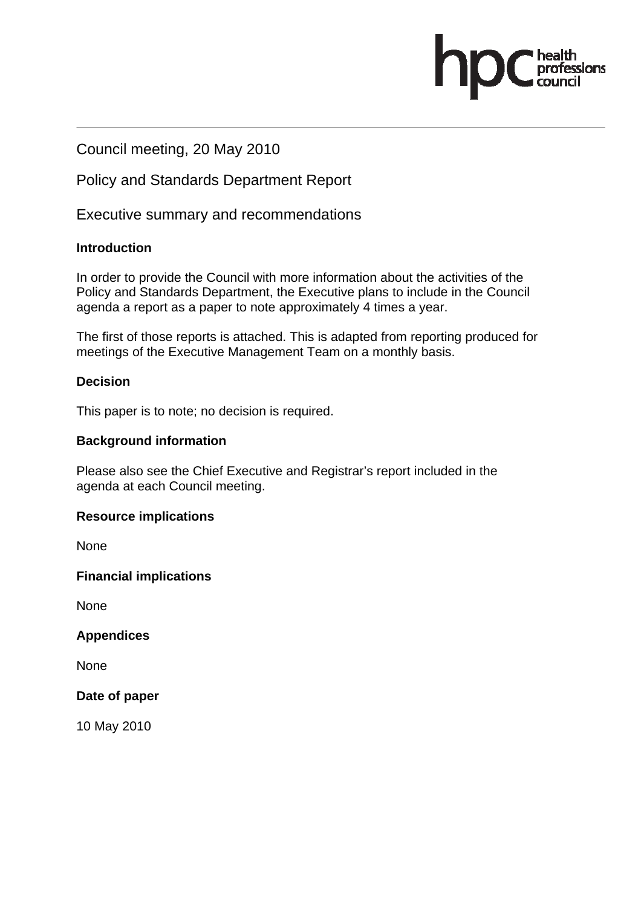Council meeting, 20 May 2010

Policy and Standards Department Report

Executive summary and recommendations

**Introduction**

In order to provide the Council with more information about the activities of the Policy and Standards Department, the Executive plans to include in the Council agenda a report as a paper to note approximately 4 times a year.

The first of those reports is attached. This is adapted from reporting produced for meetings of the Executive Management Team on a monthly basis.

**Decision**

This paper is to note; no decision is required.

**Background information**

Please also see the Chief Executive and Registrar's report included in the agenda at each Council meeting.

**Resource implications**

None

**Financial implications**

None

**Appendices**

None

**Date of paper**

10 May 2010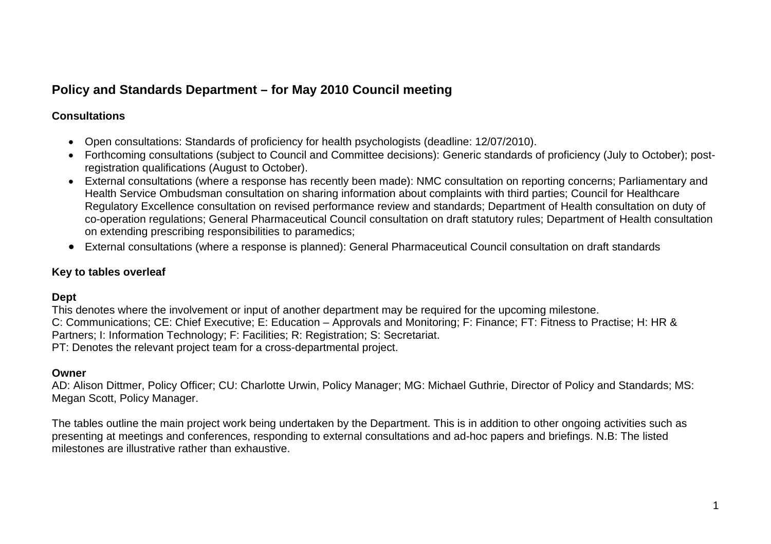## Policy and Standards Department – for May 2010 Council meeting

### Consultations

- Open consultations: Standards of proficiency for health psychologists (deadline: 12/07/2010).
- Forthcoming consultations (subject to Council and Committee decisions): Generic standards of proficiency (July to October); post-registration qualifications (August to October).
- External consultations (where a response has recently been made): NMC consultation on reporting concerns; Parliamentary and Health Service Ombudsman consultation on sharing information about complaints with third parties; Council for Healthcare Regulatory Excellence consultation on revised performance review and standards; Department of Health consultation on duty of co-operation regulations; General Pharmaceutical Council consultation on draft statutory rules; Department of Health consultation on extending prescribing responsibilities to paramedics;
- External consultations (where a response is planned): General Pharmaceutical Council consultation on draft standards

### Key to tables overleaf

**Dept**

This denotes where the involvement or input of another department may be required for the upcoming milestone.
C: Communications; CE: Chief Executive; E: Education – Approvals and Monitoring; F: Finance; FT: Fitness to Practise; H: HR & Partners; I: Information Technology; F: Facilities; R: Registration; S: Secretariat.
PT: Denotes the relevant project team for a cross-departmental project.

**Owner**

AD: Alison Dittmer, Policy Officer; CU: Charlotte Urwin, Policy Manager; MG: Michael Guthrie, Director of Policy and Standards; MS: Megan Scott, Policy Manager.

The tables outline the main project work being undertaken by the Department. This is in addition to other ongoing activities such as presenting at meetings and conferences, responding to external consultations and ad-hoc papers and briefings. N.B: The listed milestones are illustrative rather than exhaustive.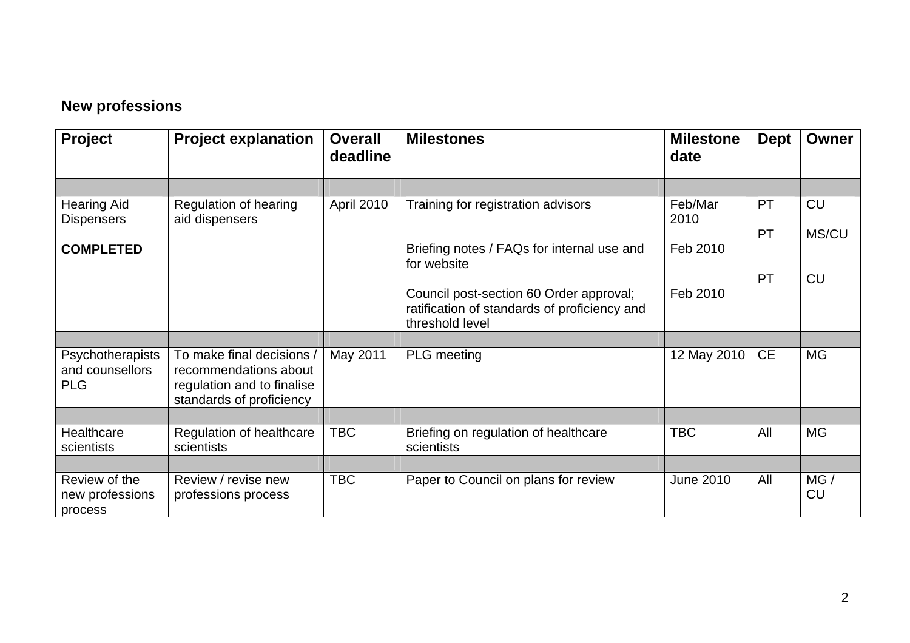## New professions

| Project | Project explanation | Overall deadline | Milestones | Milestone date | Dept | Owner |
|---|---|---|---|---|---|---|
| | | | | | | |
| Hearing Aid Dispensers<br><br>**COMPLETED** | Regulation of hearing aid dispensers | April 2010 | Training for registration advisors<br><br>Briefing notes / FAQs for internal use and for website<br><br>Council post-section 60 Order approval; ratification of standards of proficiency and threshold level | Feb/Mar 2010<br><br>Feb 2010<br><br>Feb 2010 | PT<br><br>PT<br><br>PT | CU<br><br>MS/CU<br><br>CU |
| | | | | | | |
| Psychotherapists and counsellors PLG | To make final decisions / recommendations about regulation and to finalise standards of proficiency | May 2011 | PLG meeting | 12 May 2010 | CE | MG |
| | | | | | | |
| Healthcare scientists | Regulation of healthcare scientists | TBC | Briefing on regulation of healthcare scientists | TBC | All | MG |
| | | | | | | |
| Review of the new professions process | Review / revise new professions process | TBC | Paper to Council on plans for review | June 2010 | All | MG / CU |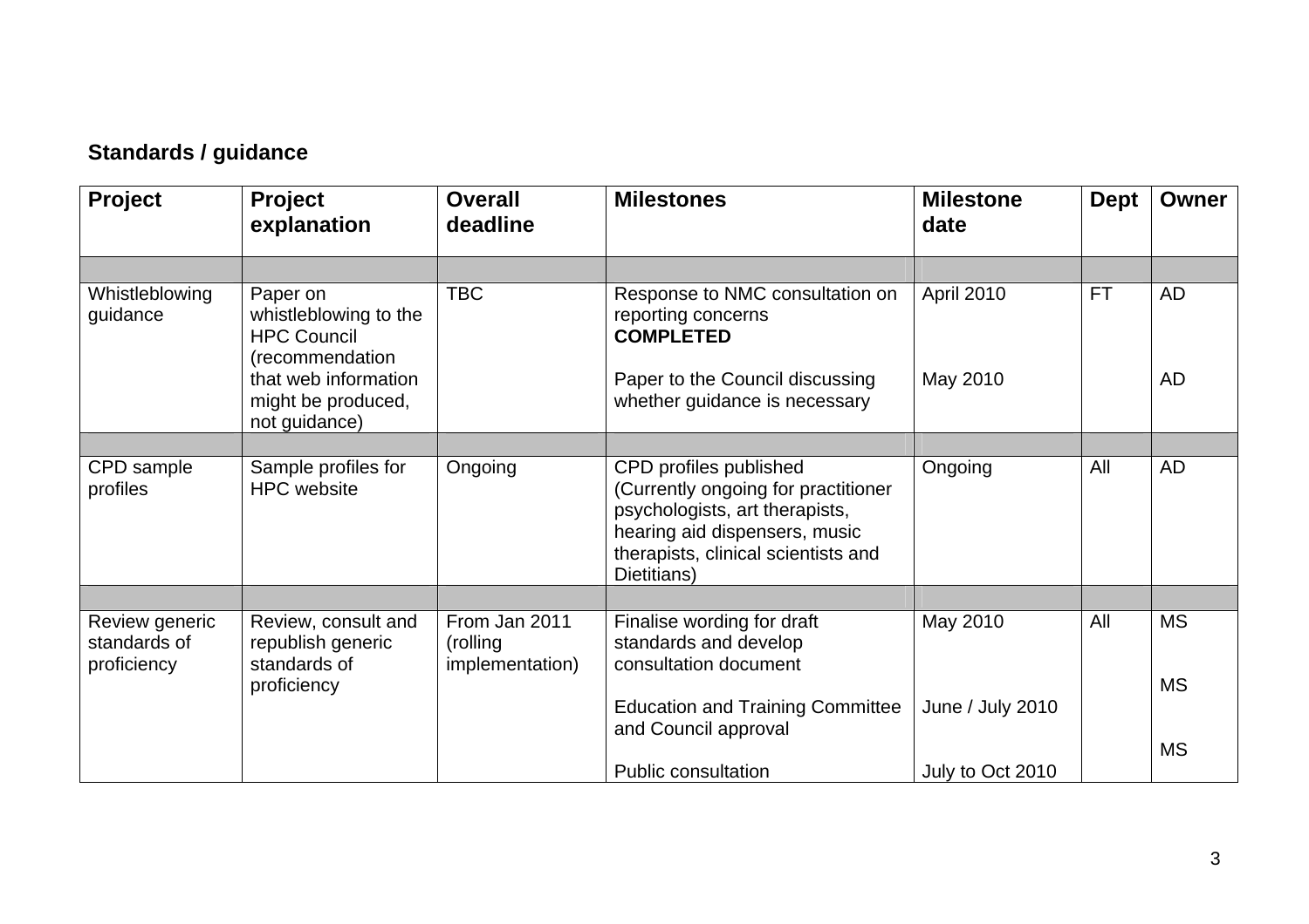**Standards / guidance**

| Project | Project explanation | Overall deadline | Milestones | Milestone date | Dept | Owner |
|---|---|---|---|---|---|---|
| | | | | | | |
| Whistleblowing guidance | Paper on whistleblowing to the HPC Council (recommendation that web information might be produced, not guidance) | TBC | Response to NMC consultation on reporting concerns **COMPLETED**<br><br>Paper to the Council discussing whether guidance is necessary | April 2010<br><br>May 2010 | FT | AD<br><br>AD |
| | | | | | | |
| CPD sample profiles | Sample profiles for HPC website | Ongoing | CPD profiles published (Currently ongoing for practitioner psychologists, art therapists, hearing aid dispensers, music therapists, clinical scientists and Dietitians) | Ongoing | All | AD |
| | | | | | | |
| Review generic standards of proficiency | Review, consult and republish generic standards of proficiency | From Jan 2011 (rolling implementation) | Finalise wording for draft standards and develop consultation document<br><br>Education and Training Committee and Council approval<br><br>Public consultation | May 2010<br><br>June / July 2010<br><br>July to Oct 2010 | All | MS<br><br>MS<br><br>MS |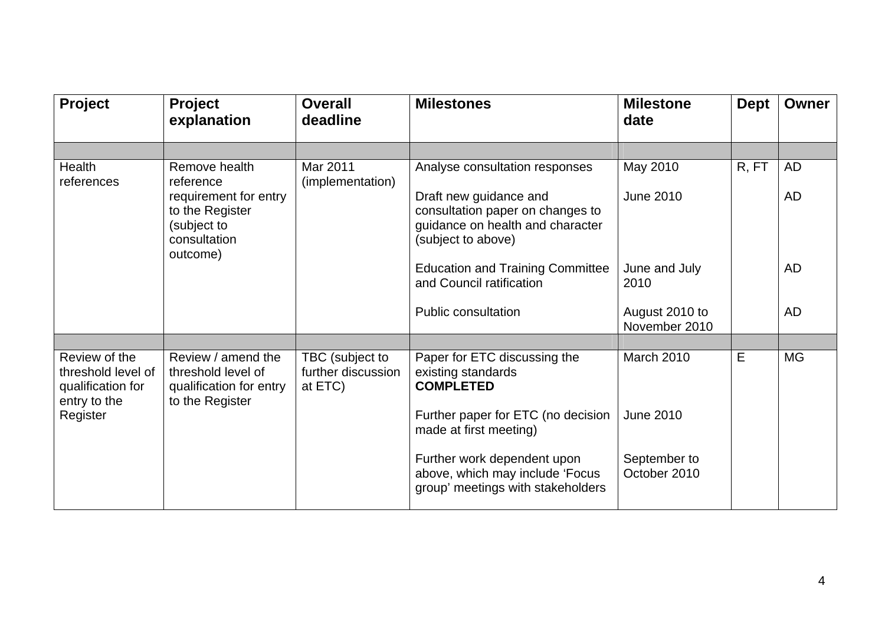| Project | Project explanation | Overall deadline | Milestones | Milestone date | Dept | Owner |
|---|---|---|---|---|---|---|
| | | | | | | |
| Health references | Remove health reference requirement for entry to the Register (subject to consultation outcome) | Mar 2011 (implementation) | Analyse consultation responses | May 2010 | R, FT | AD |
| | | | Draft new guidance and consultation paper on changes to guidance on health and character (subject to above) | June 2010 | | AD |
| | | | Education and Training Committee and Council ratification | June and July 2010 | | AD |
| | | | Public consultation | August 2010 to November 2010 | | AD |
| | | | | | | |
| Review of the threshold level of qualification for entry to the Register | Review / amend the threshold level of qualification for entry to the Register | TBC (subject to further discussion at ETC) | Paper for ETC discussing the existing standards **COMPLETED** | March 2010 | E | MG |
| | | | Further paper for ETC (no decision made at first meeting) | June 2010 | | |
| | | | Further work dependent upon above, which may include 'Focus group' meetings with stakeholders | September to October 2010 | | |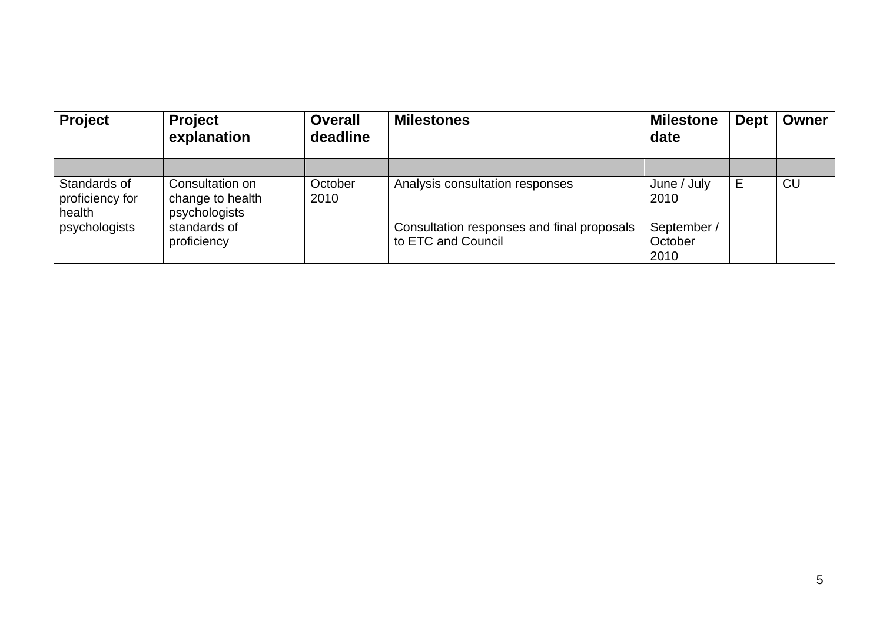| Project | Project explanation | Overall deadline | Milestones | Milestone date | Dept | Owner |
|---|---|---|---|---|---|---|
| | | | | | | |
| Standards of proficiency for health psychologists | Consultation on change to health psychologists standards of proficiency | October 2010 | Analysis consultation responses<br><br>Consultation responses and final proposals to ETC and Council | June / July 2010<br><br>September / October 2010 | E | CU |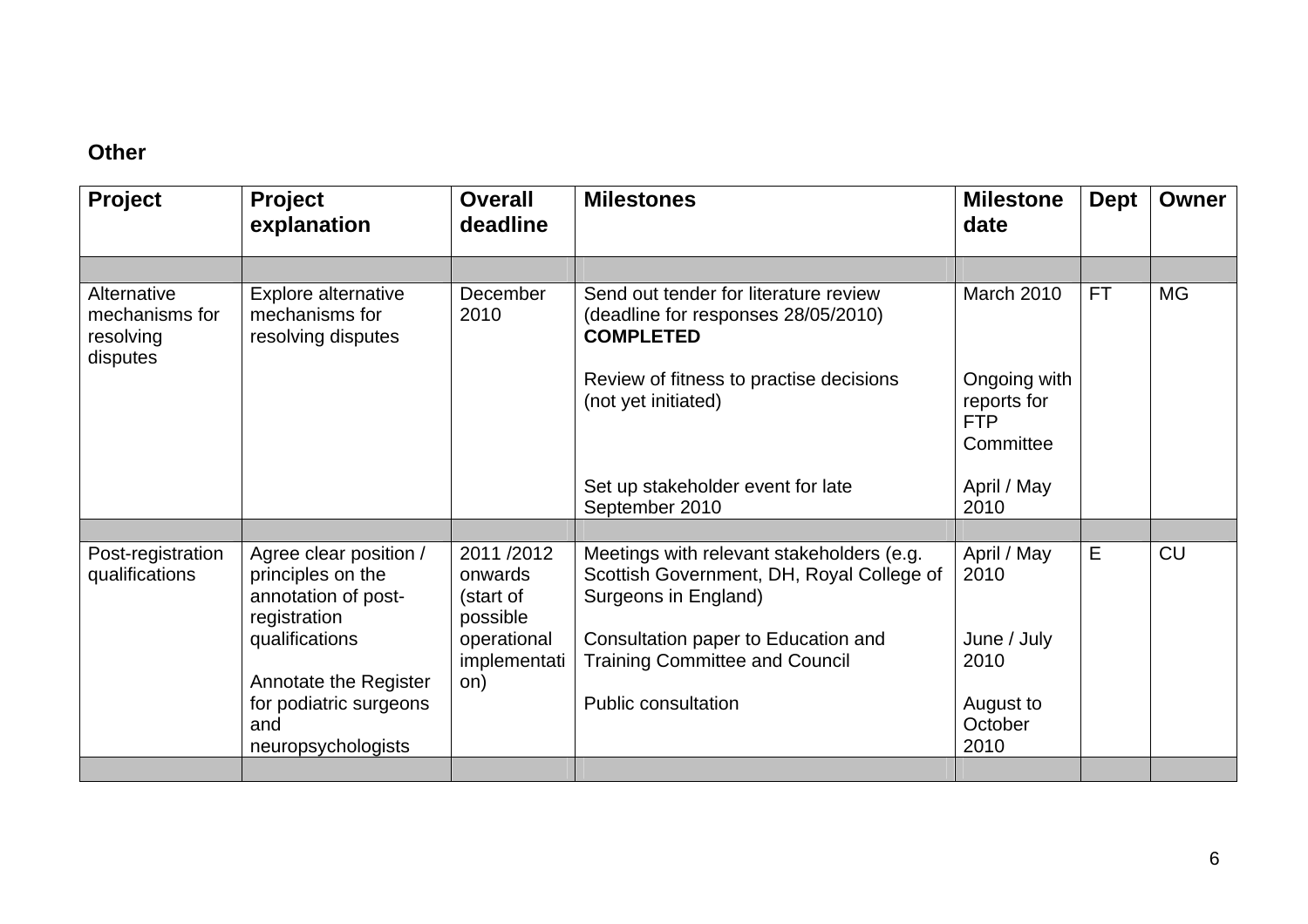**Other**

| Project | Project explanation | Overall deadline | Milestones | Milestone date | Dept | Owner |
|---|---|---|---|---|---|---|
| | | | | | | |
| Alternative mechanisms for resolving disputes | Explore alternative mechanisms for resolving disputes | December 2010 | Send out tender for literature review (deadline for responses 28/05/2010) **COMPLETED** | March 2010 | FT | MG |
| | | | Review of fitness to practise decisions (not yet initiated) | Ongoing with reports for FTP Committee | | |
| | | | Set up stakeholder event for late September 2010 | April / May 2010 | | |
| | | | | | | |
| Post-registration qualifications | Agree clear position / principles on the annotation of post-registration qualifications<br><br>Annotate the Register for podiatric surgeons and neuropsychologists | 2011 /2012 onwards (start of possible operational implementation) | Meetings with relevant stakeholders (e.g. Scottish Government, DH, Royal College of Surgeons in England) | April / May 2010 | E | CU |
| | | | Consultation paper to Education and Training Committee and Council | June / July 2010 | | |
| | | | Public consultation | August to October 2010 | | |
| | | | | | | |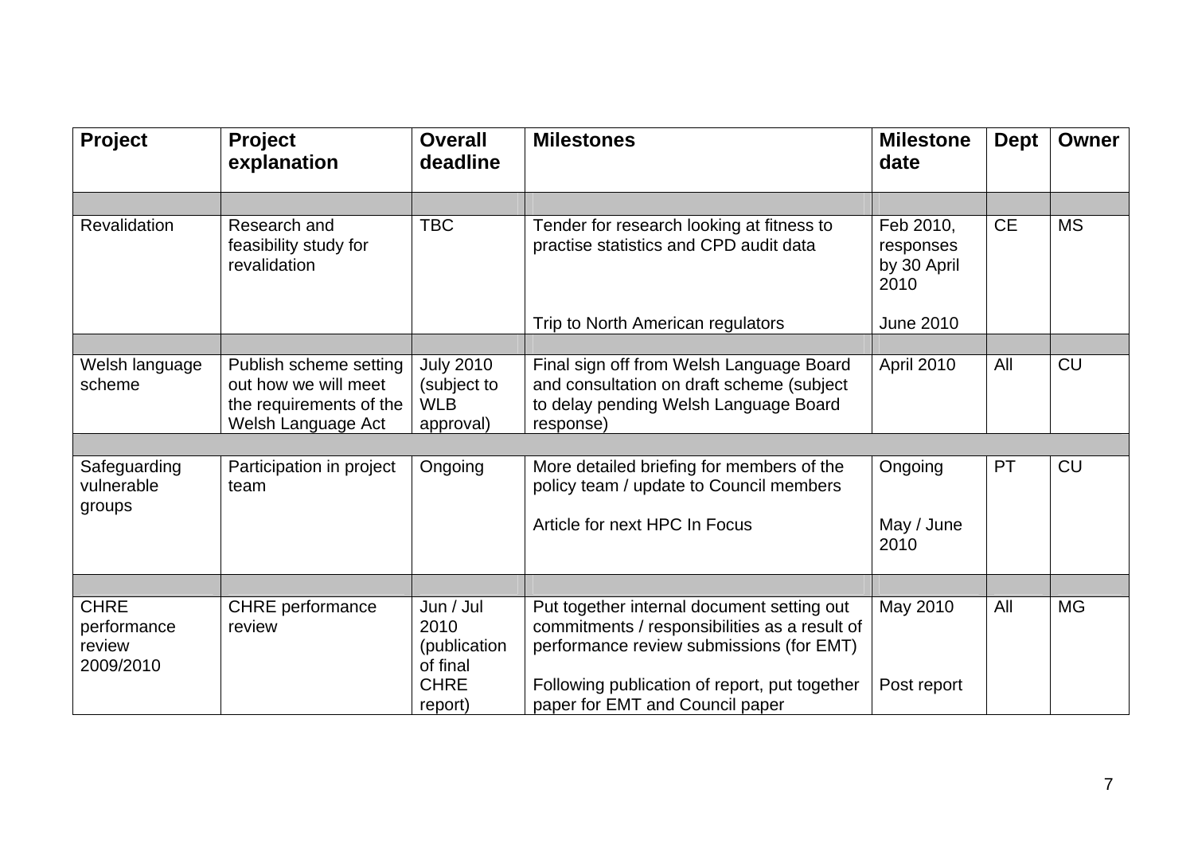| Project | Project explanation | Overall deadline | Milestones | Milestone date | Dept | Owner |
|---|---|---|---|---|---|---|
| | | | | | | |
| Revalidation | Research and feasibility study for revalidation | TBC | Tender for research looking at fitness to practise statistics and CPD audit data<br><br>Trip to North American regulators | Feb 2010, responses by 30 April 2010<br><br>June 2010 | CE | MS |
| | | | | | | |
| Welsh language scheme | Publish scheme setting out how we will meet the requirements of the Welsh Language Act | July 2010 (subject to WLB approval) | Final sign off from Welsh Language Board and consultation on draft scheme (subject to delay pending Welsh Language Board response) | April 2010 | All | CU |
| | | | | | | |
| Safeguarding vulnerable groups | Participation in project team | Ongoing | More detailed briefing for members of the policy team / update to Council members<br><br>Article for next HPC In Focus | Ongoing<br><br>May / June 2010 | PT | CU |
| | | | | | | |
| CHRE performance review 2009/2010 | CHRE performance review | Jun / Jul 2010 (publication of final CHRE report) | Put together internal document setting out commitments / responsibilities as a result of performance review submissions (for EMT)<br><br>Following publication of report, put together paper for EMT and Council paper | May 2010<br><br>Post report | All | MG |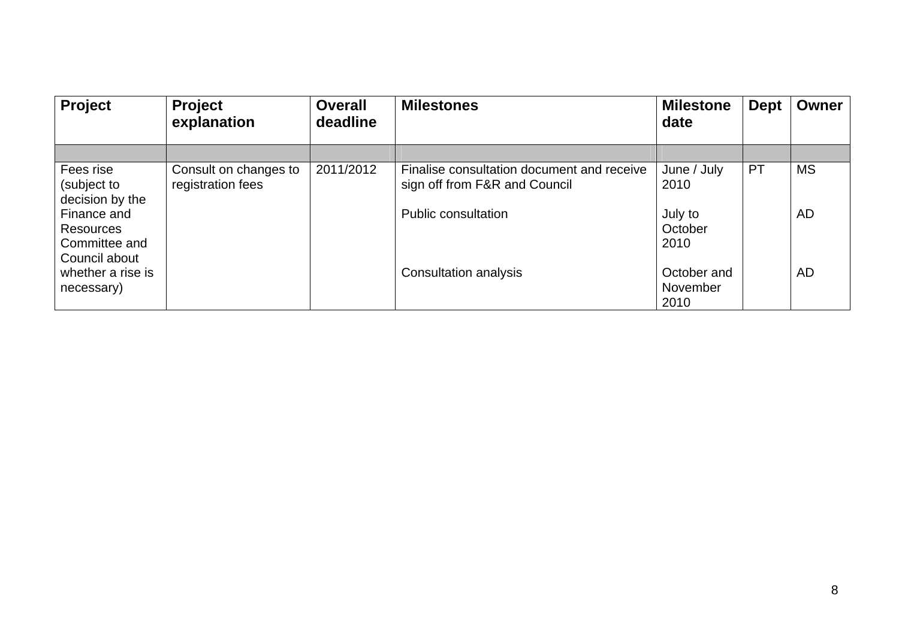| Project | Project explanation | Overall deadline | Milestones | Milestone date | Dept | Owner |
|---|---|---|---|---|---|---|
| | | | | | | |
| Fees rise (subject to decision by the Finance and Resources Committee and Council about whether a rise is necessary) | Consult on changes to registration fees | 2011/2012 | Finalise consultation document and receive sign off from F&R and Council | June / July 2010 | PT | MS |
| | | | Public consultation | July to October 2010 | | AD |
| | | | Consultation analysis | October and November 2010 | | AD |